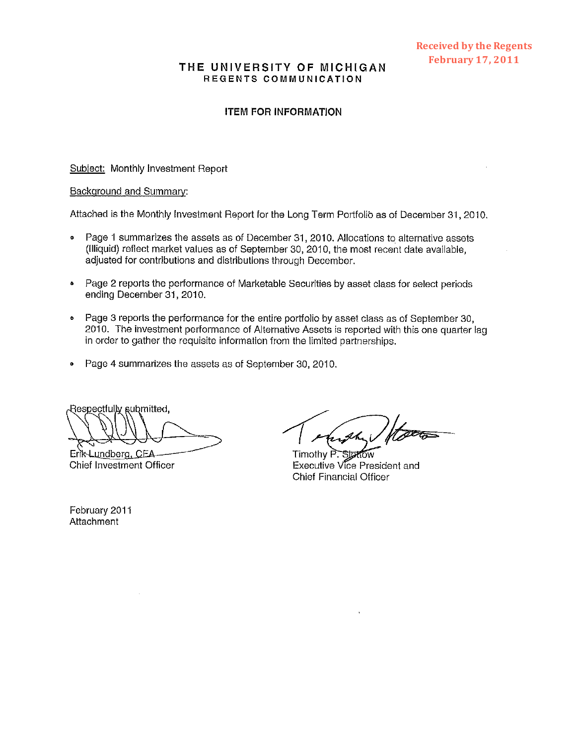Received by the Regents
February 17, 2011

# THE UNIVERSITY OF MICHIGAN
## REGENTS COMMUNICATION

### ITEM FOR INFORMATION

Subject: Monthly Investment Report

Background and Summary:

Attached is the Monthly Investment Report for the Long Term Portfolio as of December 31, 2010.

- Page 1 summarizes the assets as of December 31, 2010. Allocations to alternative assets (Illiquid) reflect market values as of September 30, 2010, the most recent date available, adjusted for contributions and distributions through December.
- Page 2 reports the performance of Marketable Securities by asset class for select periods ending December 31, 2010.
- Page 3 reports the performance for the entire portfolio by asset class as of September 30, 2010. The investment performance of Alternative Assets is reported with this one quarter lag in order to gather the requisite information from the limited partnerships.
- Page 4 summarizes the assets as of September 30, 2010.

Respectfully submitted,

Erik Lundberg, CFA
Chief Investment Officer

Timothy P. Slottow
Executive Vice President and
Chief Financial Officer

February 2011
Attachment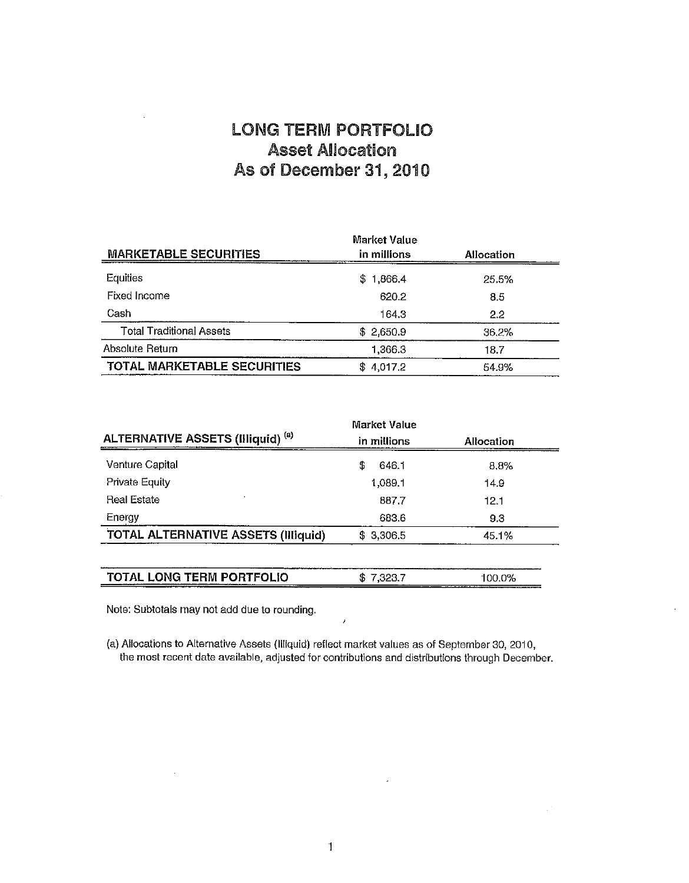# LONG TERM PORTFOLIO
## Asset Allocation
## As of December 31, 2010

| MARKETABLE SECURITIES | Market Value in millions | Allocation |
|---|---|---|
| Equities | $ 1,866.4 | 25.5% |
| Fixed Income | 620.2 | 8.5 |
| Cash | 164.3 | 2.2 |
| Total Traditional Assets | $ 2,650.9 | 36.2% |
| Absolute Return | 1,366.3 | 18.7 |
| **TOTAL MARKETABLE SECURITIES** | $ 4,017.2 | 54.9% |

| ALTERNATIVE ASSETS (Illiquid) [(a)] | Market Value in millions | Allocation |
|---|---|---|
| Venture Capital | $ 646.1 | 8.8% |
| Private Equity | 1,089.1 | 14.9 |
| Real Estate | 887.7 | 12.1 |
| Energy | 683.6 | 9.3 |
| **TOTAL ALTERNATIVE ASSETS (Illiquid)** | $ 3,306.5 | 45.1% |

| | | |
|---|---|---|
| **TOTAL LONG TERM PORTFOLIO** | $ 7,323.7 | 100.0% |

Note: Subtotals may not add due to rounding.

(a) Allocations to Alternative Assets (Illiquid) reflect market values as of September 30, 2010, the most recent date available, adjusted for contributions and distributions through December.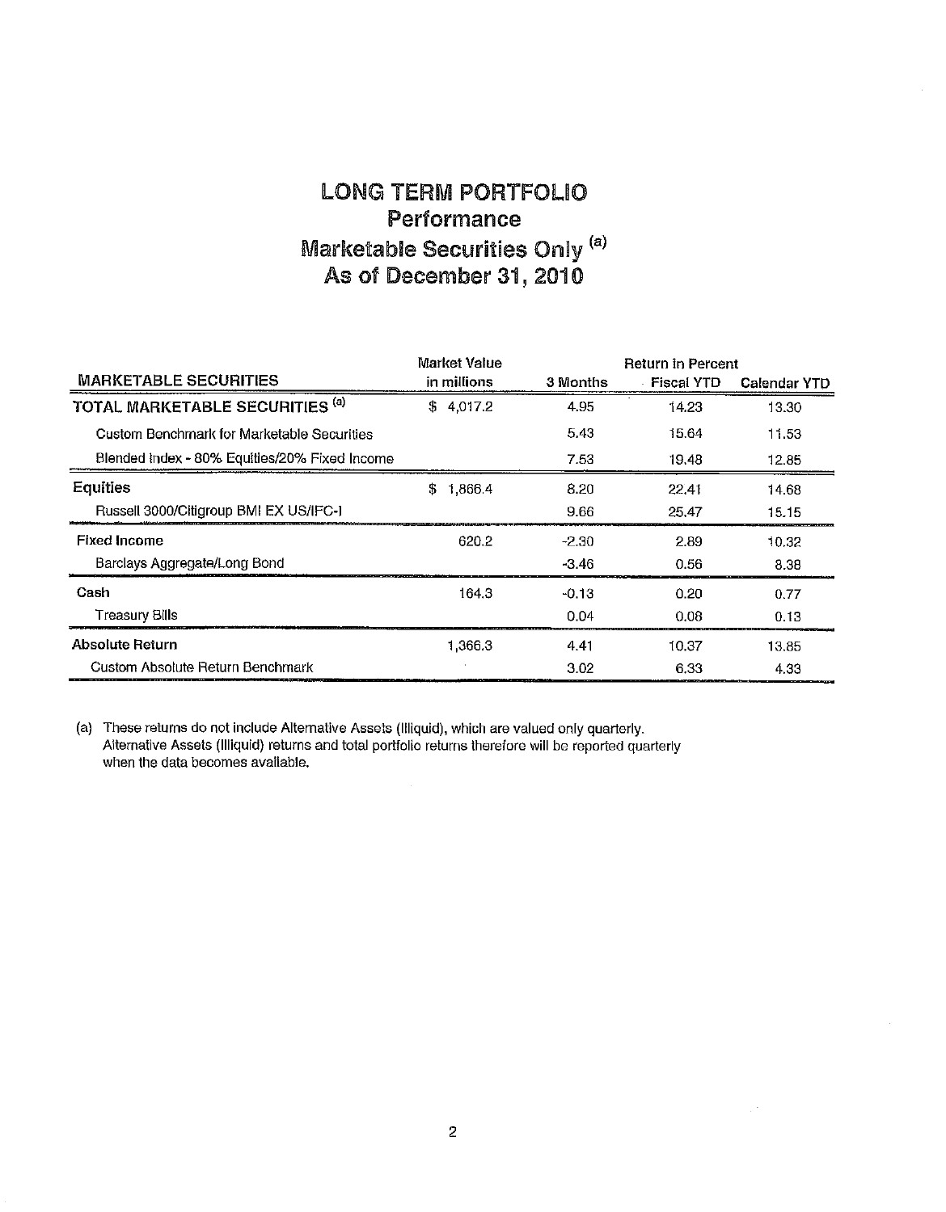# LONG TERM PORTFOLIO
## Performance
## Marketable Securities Only [(a)]
## As of December 31, 2010

| MARKETABLE SECURITIES | Market Value in millions | Return in Percent | | |
|---|---|---|---|---|
| | | 3 Months | Fiscal YTD | Calendar YTD |
| **TOTAL MARKETABLE SECURITIES** [(a)] | $ 4,017.2 | 4.95 | 14.23 | 13.30 |
| Custom Benchmark for Marketable Securities | | 5.43 | 15.64 | 11.53 |
| Blended Index - 80% Equities/20% Fixed Income | | 7.53 | 19.48 | 12.85 |
| **Equities** | $ 1,866.4 | 8.20 | 22.41 | 14.68 |
| Russell 3000/Citigroup BMI EX US/IFC-I | | 9.66 | 25.47 | 15.15 |
| **Fixed Income** | 620.2 | -2.30 | 2.89 | 10.32 |
| Barclays Aggregate/Long Bond | | -3.46 | 0.56 | 8.38 |
| **Cash** | 164.3 | -0.13 | 0.20 | 0.77 |
| Treasury Bills | | 0.04 | 0.08 | 0.13 |
| **Absolute Return** | 1,366.3 | 4.41 | 10.37 | 13.85 |
| Custom Absolute Return Benchmark | | 3.02 | 6.33 | 4.33 |

(a) These returns do not include Alternative Assets (Illiquid), which are valued only quarterly. Alternative Assets (Illiquid) returns and total portfolio returns therefore will be reported quarterly when the data becomes available.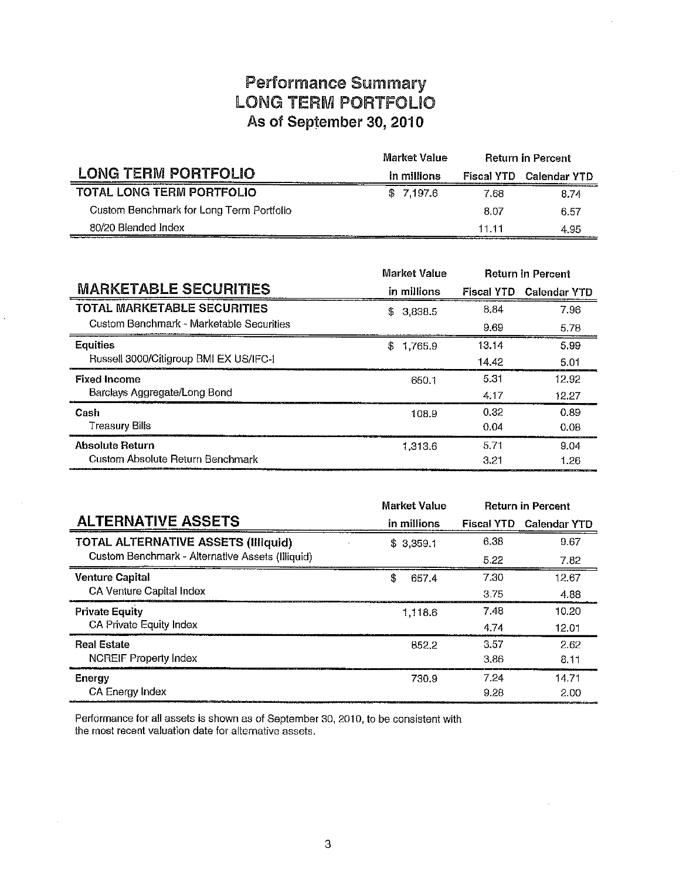# Performance Summary
## LONG TERM PORTFOLIO
### As of September 30, 2010

| LONG TERM PORTFOLIO | Market Value in millions | Return in Percent Fiscal YTD | Return in Percent Calendar YTD |
|---|---|---|---|
| **TOTAL LONG TERM PORTFOLIO** | $ 7,197.6 | 7.68 | 8.74 |
| Custom Benchmark for Long Term Portfolio | | 8.07 | 6.57 |
| 80/20 Blended Index | | 11.11 | 4.95 |

| MARKETABLE SECURITIES | Market Value in millions | Return in Percent Fiscal YTD | Return in Percent Calendar YTD |
|---|---|---|---|
| **TOTAL MARKETABLE SECURITIES** | $ 3,838.5 | 8.84 | 7.96 |
| Custom Benchmark - Marketable Securities | | 9.69 | 5.78 |
| **Equities** | $ 1,765.9 | 13.14 | 5.99 |
| Russell 3000/Citigroup BMI EX US/IFC-I | | 14.42 | 5.01 |
| **Fixed Income** | 650.1 | 5.31 | 12.92 |
| Barclays Aggregate/Long Bond | | 4.17 | 12.27 |
| **Cash** | 108.9 | 0.32 | 0.89 |
| Treasury Bills | | 0.04 | 0.08 |
| **Absolute Return** | 1,313.6 | 5.71 | 9.04 |
| Custom Absolute Return Benchmark | | 3.21 | 1.26 |

| ALTERNATIVE ASSETS | Market Value in millions | Return in Percent Fiscal YTD | Return in Percent Calendar YTD |
|---|---|---|---|
| **TOTAL ALTERNATIVE ASSETS (Illiquid)** | $ 3,359.1 | 6.38 | 9.67 |
| Custom Benchmark - Alternative Assets (Illiquid) | | 5.22 | 7.82 |
| **Venture Capital** | $ 657.4 | 7.30 | 12.67 |
| CA Venture Capital Index | | 3.75 | 4.88 |
| **Private Equity** | 1,118.6 | 7.48 | 10.20 |
| CA Private Equity Index | | 4.74 | 12.01 |
| **Real Estate** | 852.2 | 3.57 | 2.62 |
| NCREIF Property Index | | 3.86 | 8.11 |
| **Energy** | 730.9 | 7.24 | 14.71 |
| CA Energy Index | | 9.28 | 2.00 |

Performance for all assets is shown as of September 30, 2010, to be consistent with the most recent valuation date for alternative assets.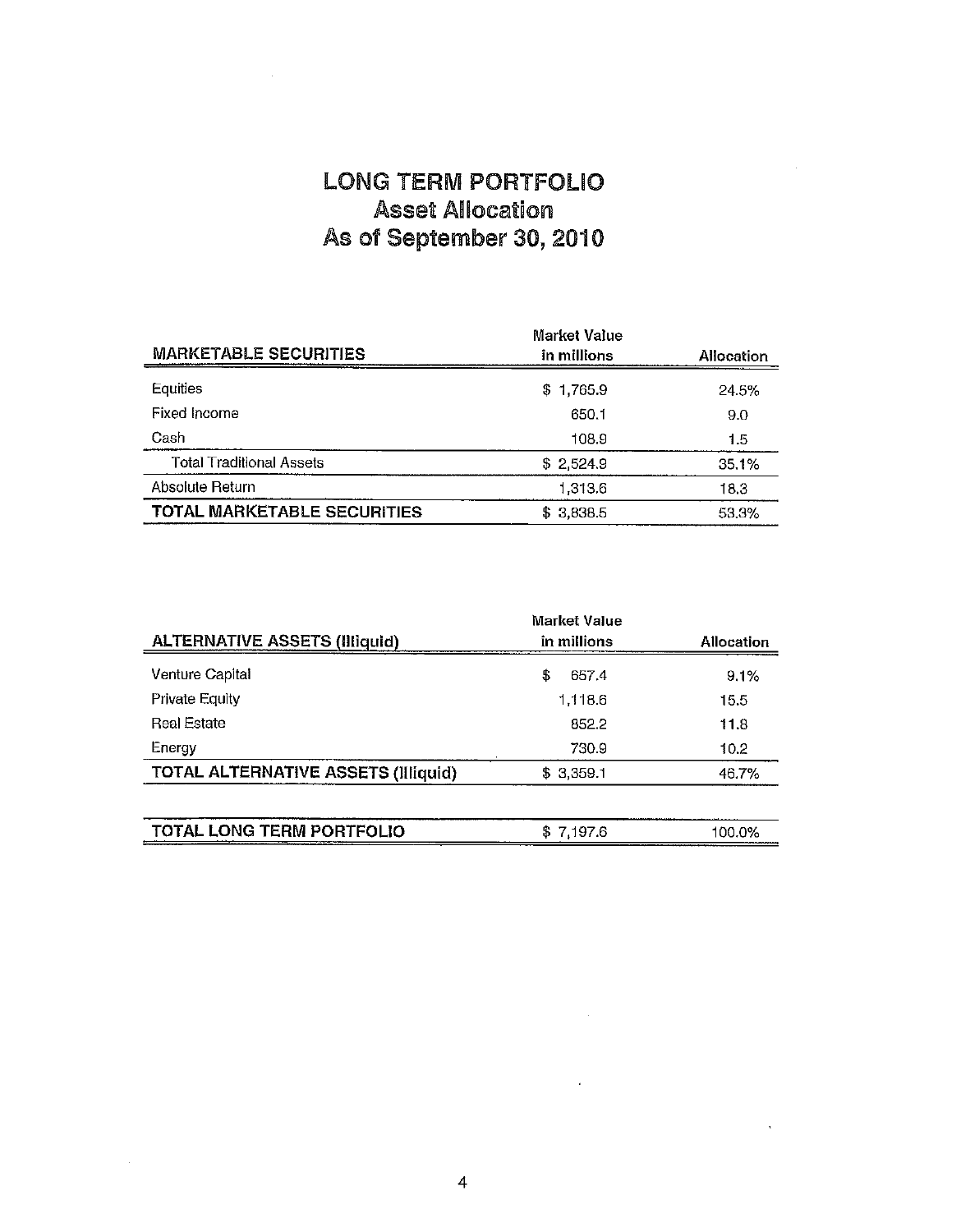# LONG TERM PORTFOLIO
## Asset Allocation
## As of September 30, 2010

| MARKETABLE SECURITIES | Market Value in millions | Allocation |
|---|---|---|
| Equities | $ 1,765.9 | 24.5% |
| Fixed Income | 650.1 | 9.0 |
| Cash | 108.9 | 1.5 |
| Total Traditional Assets | $ 2,524.9 | 35.1% |
| Absolute Return | 1,313.6 | 18.3 |
| **TOTAL MARKETABLE SECURITIES** | $ 3,838.5 | 53.3% |

| ALTERNATIVE ASSETS (Illiquid) | Market Value in millions | Allocation |
|---|---|---|
| Venture Capital | $ 657.4 | 9.1% |
| Private Equity | 1,118.6 | 15.5 |
| Real Estate | 852.2 | 11.8 |
| Energy | 730.9 | 10.2 |
| **TOTAL ALTERNATIVE ASSETS (Illiquid)** | $ 3,359.1 | 46.7% |
| | | |
| **TOTAL LONG TERM PORTFOLIO** | $ 7,197.6 | 100.0% |